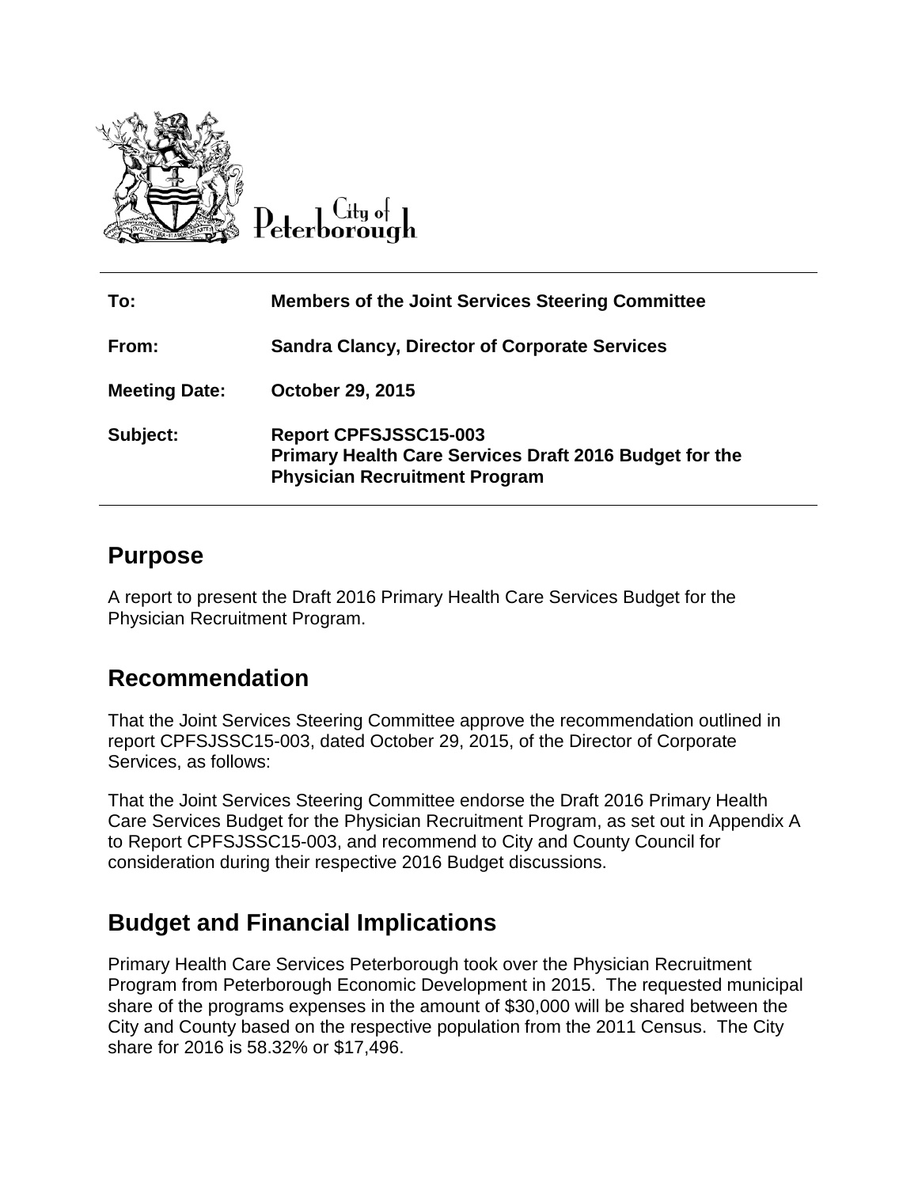City of Peterborough

| | |
|---|---|
| **To:** | **Members of the Joint Services Steering Committee** |
| **From:** | **Sandra Clancy, Director of Corporate Services** |
| **Meeting Date:** | **October 29, 2015** |
| **Subject:** | **Report CPFSJSSC15-003**<br>**Primary Health Care Services Draft 2016 Budget for the Physician Recruitment Program** |

## Purpose

A report to present the Draft 2016 Primary Health Care Services Budget for the Physician Recruitment Program.

## Recommendation

That the Joint Services Steering Committee approve the recommendation outlined in report CPFSJSSC15-003, dated October 29, 2015, of the Director of Corporate Services, as follows:

That the Joint Services Steering Committee endorse the Draft 2016 Primary Health Care Services Budget for the Physician Recruitment Program, as set out in Appendix A to Report CPFSJSSC15-003, and recommend to City and County Council for consideration during their respective 2016 Budget discussions.

## Budget and Financial Implications

Primary Health Care Services Peterborough took over the Physician Recruitment Program from Peterborough Economic Development in 2015. The requested municipal share of the programs expenses in the amount of $30,000 will be shared between the City and County based on the respective population from the 2011 Census. The City share for 2016 is 58.32% or $17,496.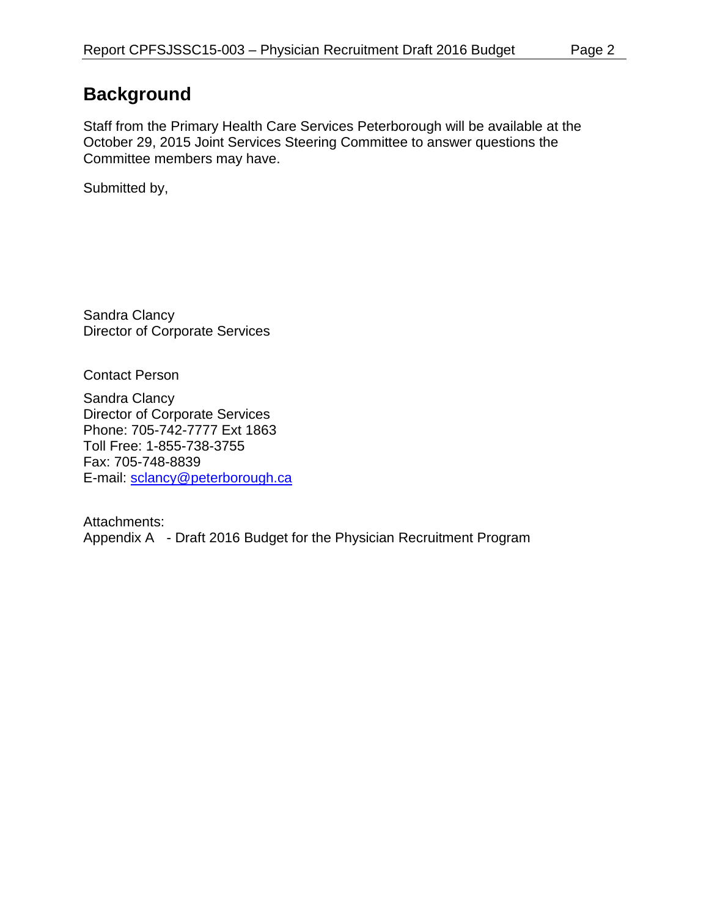## Background

Staff from the Primary Health Care Services Peterborough will be available at the October 29, 2015 Joint Services Steering Committee to answer questions the Committee members may have.

Submitted by,

Sandra Clancy
Director of Corporate Services

Contact Person

Sandra Clancy
Director of Corporate Services
Phone: 705-742-7777 Ext 1863
Toll Free: 1-855-738-3755
Fax: 705-748-8839
E-mail: sclancy@peterborough.ca

Attachments:
Appendix A - Draft 2016 Budget for the Physician Recruitment Program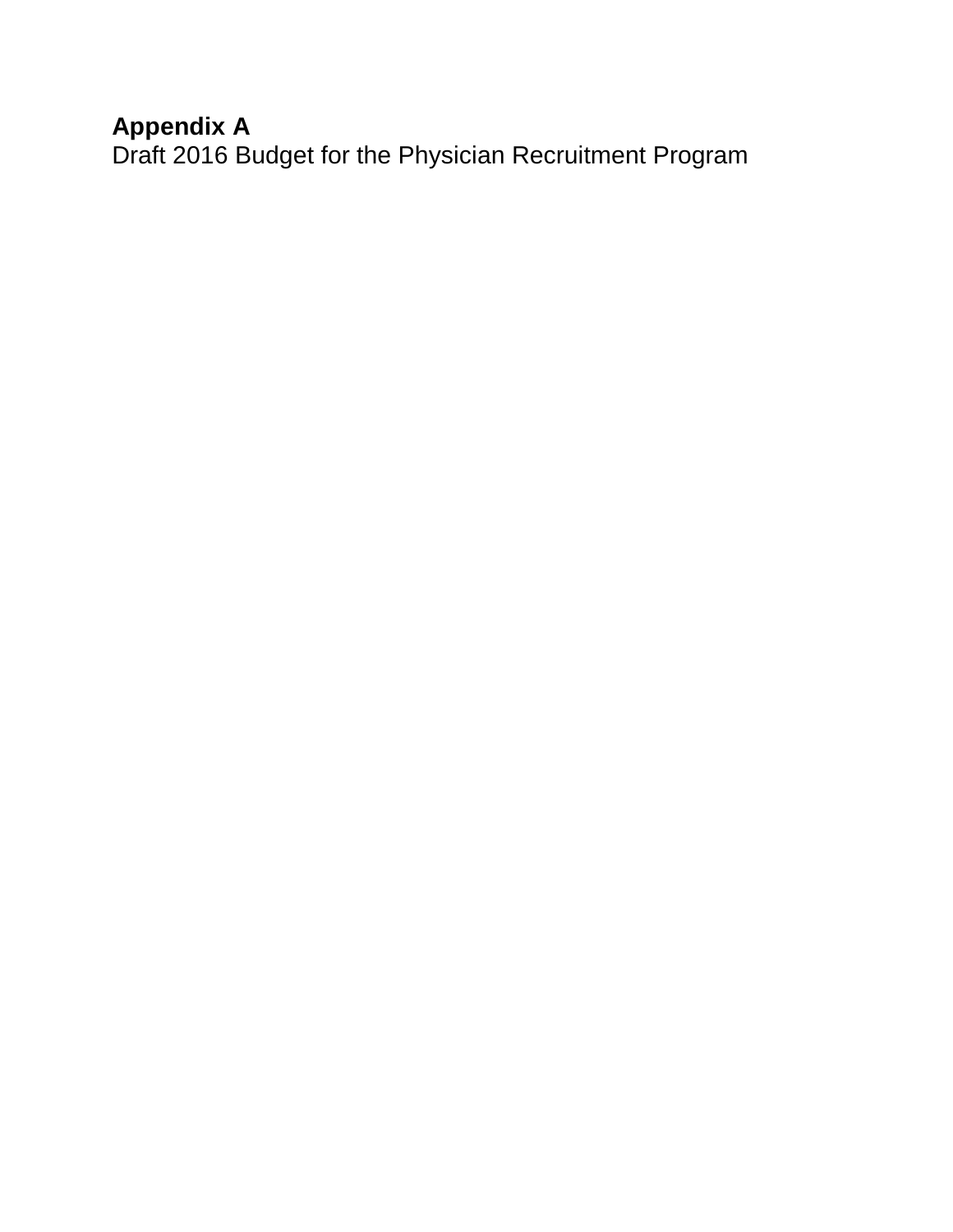**Appendix A**
Draft 2016 Budget for the Physician Recruitment Program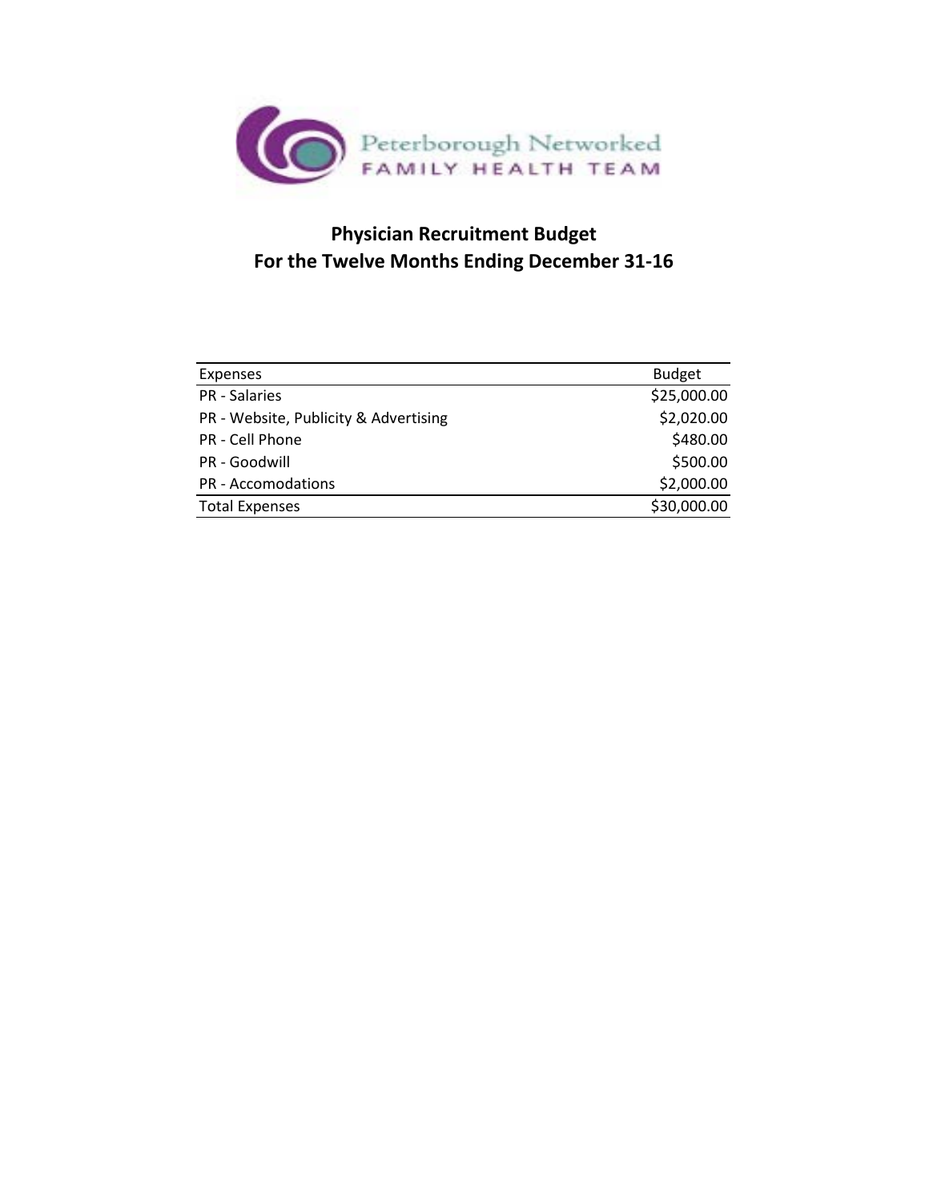Peterborough Networked
FAMILY HEALTH TEAM

## Physician Recruitment Budget
## For the Twelve Months Ending December 31-16

| Expenses | Budget |
| --- | --- |
| PR - Salaries | $25,000.00 |
| PR - Website, Publicity & Advertising | $2,020.00 |
| PR - Cell Phone | $480.00 |
| PR - Goodwill | $500.00 |
| PR - Accomodations | $2,000.00 |
| Total Expenses | $30,000.00 |